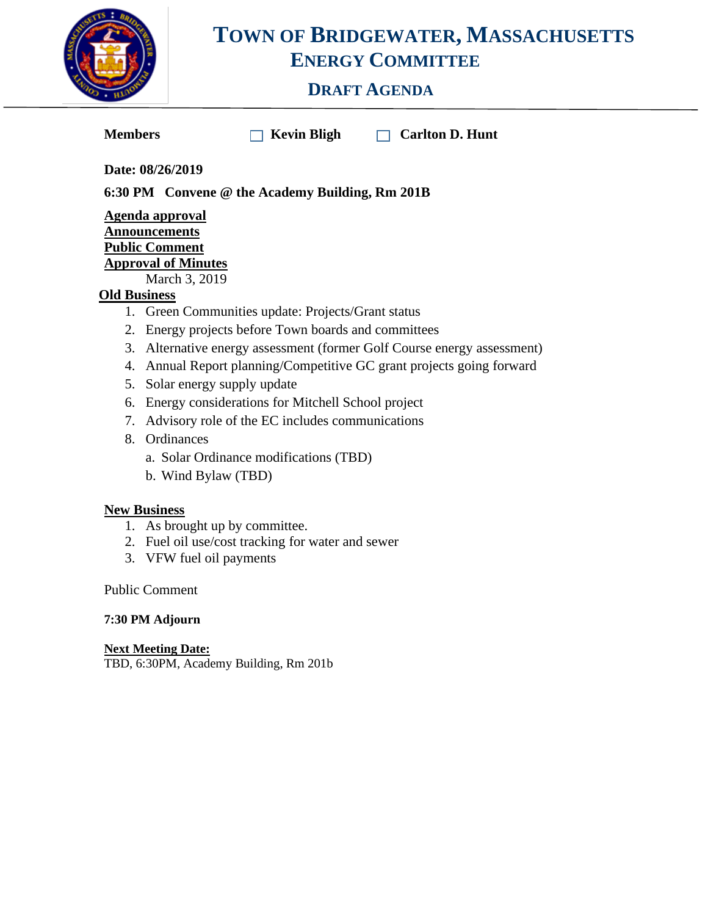# TOWN OF BRIDGEWATER, MASSACHUSETTS
## ENERGY COMMITTEE
### DRAFT AGENDA

**Members** ☐ **Kevin Bligh** ☐ **Carlton D. Hunt**

**Date: 08/26/2019**

**6:30 PM Convene @ the Academy Building, Rm 201B**

**Agenda approval**
**Announcements**
**Public Comment**
**Approval of Minutes**
March 3, 2019

**Old Business**

1. Green Communities update: Projects/Grant status
2. Energy projects before Town boards and committees
3. Alternative energy assessment (former Golf Course energy assessment)
4. Annual Report planning/Competitive GC grant projects going forward
5. Solar energy supply update
6. Energy considerations for Mitchell School project
7. Advisory role of the EC includes communications
8. Ordinances
   a. Solar Ordinance modifications (TBD)
   b. Wind Bylaw (TBD)

**New Business**

1. As brought up by committee.
2. Fuel oil use/cost tracking for water and sewer
3. VFW fuel oil payments

Public Comment

**7:30 PM Adjourn**

**Next Meeting Date:**
TBD, 6:30PM, Academy Building, Rm 201b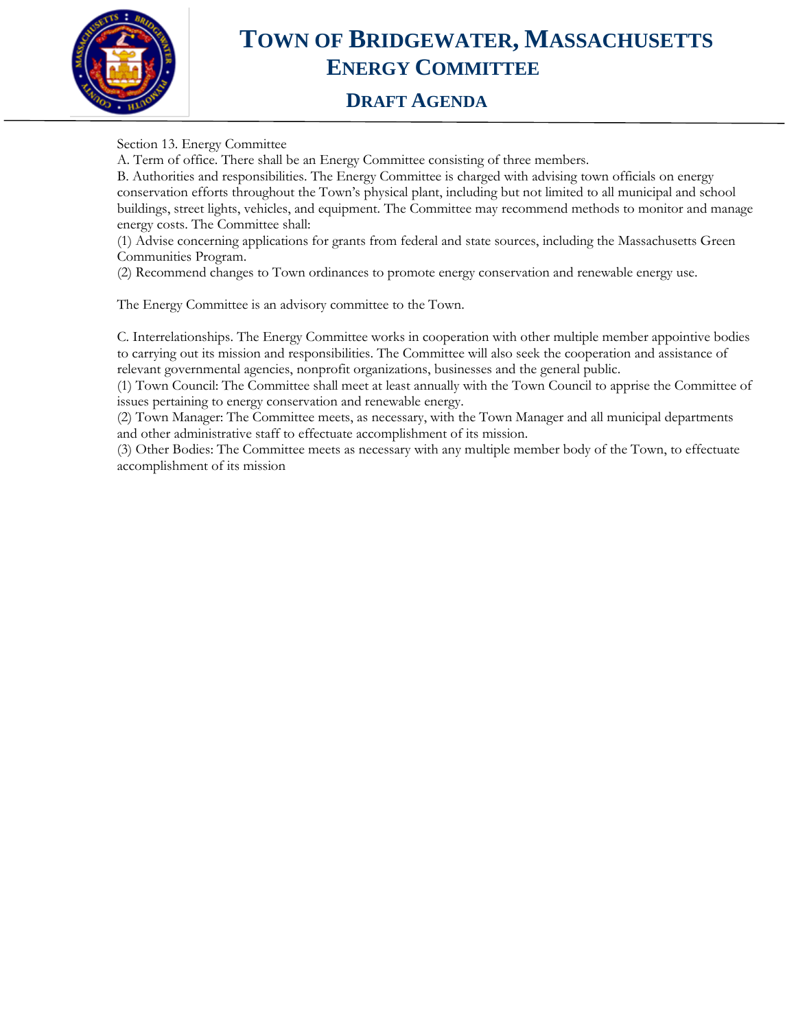# TOWN OF BRIDGEWATER, MASSACHUSETTS
## ENERGY COMMITTEE
### DRAFT AGENDA

Section 13. Energy Committee
A. Term of office. There shall be an Energy Committee consisting of three members.
B. Authorities and responsibilities. The Energy Committee is charged with advising town officials on energy conservation efforts throughout the Town's physical plant, including but not limited to all municipal and school buildings, street lights, vehicles, and equipment. The Committee may recommend methods to monitor and manage energy costs. The Committee shall:
(1) Advise concerning applications for grants from federal and state sources, including the Massachusetts Green Communities Program.
(2) Recommend changes to Town ordinances to promote energy conservation and renewable energy use.

The Energy Committee is an advisory committee to the Town.

C. Interrelationships. The Energy Committee works in cooperation with other multiple member appointive bodies to carrying out its mission and responsibilities. The Committee will also seek the cooperation and assistance of relevant governmental agencies, nonprofit organizations, businesses and the general public.
(1) Town Council: The Committee shall meet at least annually with the Town Council to apprise the Committee of issues pertaining to energy conservation and renewable energy.
(2) Town Manager: The Committee meets, as necessary, with the Town Manager and all municipal departments and other administrative staff to effectuate accomplishment of its mission.
(3) Other Bodies: The Committee meets as necessary with any multiple member body of the Town, to effectuate accomplishment of its mission